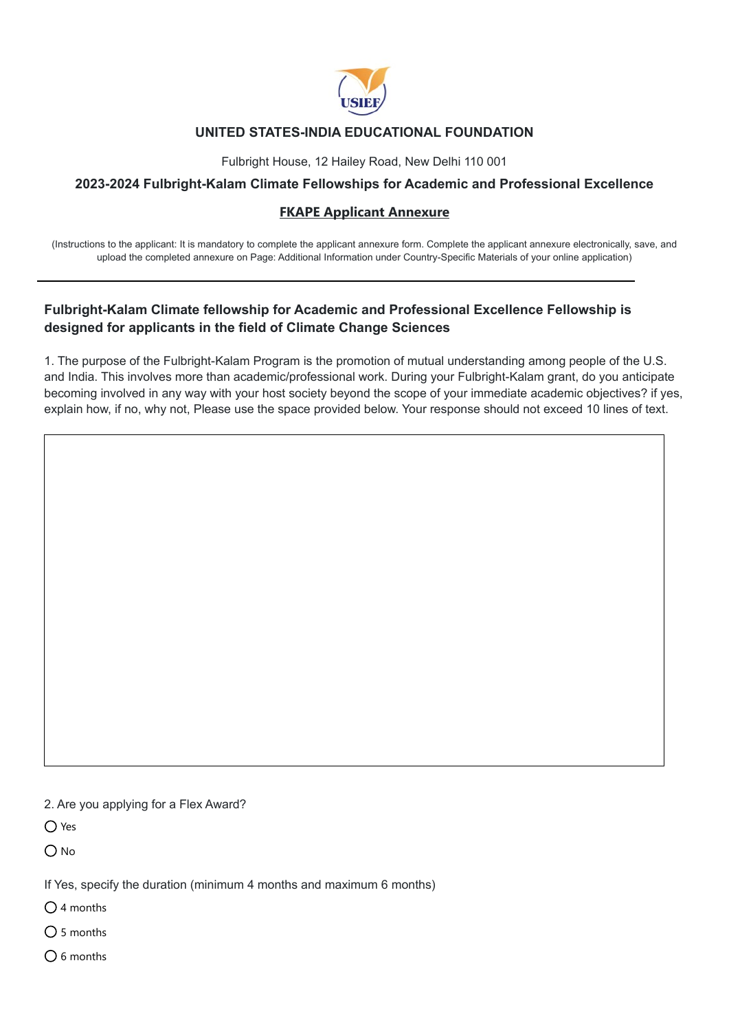## UNITED STATES-INDIA EDUCATIONAL FOUNDATION

Fulbright House, 12 Hailey Road, New Delhi 110 001

### 2023-2024 Fulbright-Kalam Climate Fellowships for Academic and Professional Excellence

**FKAPE Applicant Annexure**

(Instructions to the applicant: It is mandatory to complete the applicant annexure form. Complete the applicant annexure electronically, save, and upload the completed annexure on Page: Additional Information under Country-Specific Materials of your online application)

---

**Fulbright-Kalam Climate fellowship for Academic and Professional Excellence Fellowship is designed for applicants in the field of Climate Change Sciences**

1. The purpose of the Fulbright-Kalam Program is the promotion of mutual understanding among people of the U.S. and India. This involves more than academic/professional work. During your Fulbright-Kalam grant, do you anticipate becoming involved in any way with your host society beyond the scope of your immediate academic objectives? if yes, explain how, if no, why not, Please use the space provided below. Your response should not exceed 10 lines of text.

| |
|---|
| |

2. Are you applying for a Flex Award?

- ○ Yes
- ○ No

If Yes, specify the duration (minimum 4 months and maximum 6 months)

- ○ 4 months
- ○ 5 months
- ○ 6 months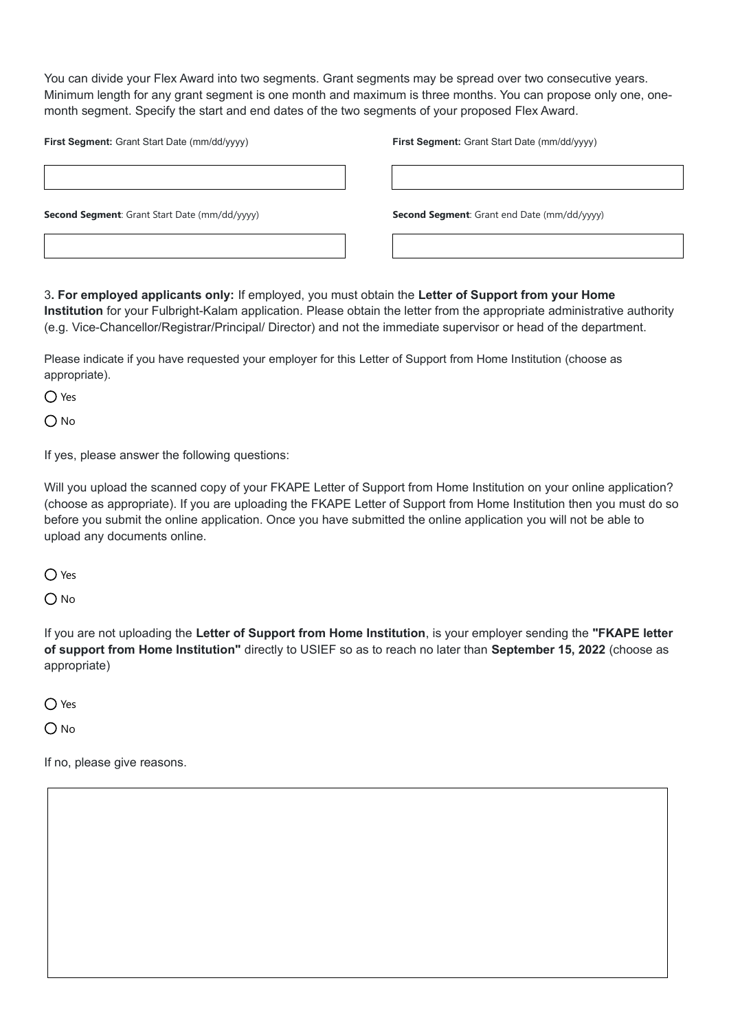You can divide your Flex Award into two segments. Grant segments may be spread over two consecutive years. Minimum length for any grant segment is one month and maximum is three months. You can propose only one, one-month segment. Specify the start and end dates of the two segments of your proposed Flex Award.

**First Segment:** Grant Start Date (mm/dd/yyyy)

**First Segment:** Grant Start Date (mm/dd/yyyy)

**Second Segment**: Grant Start Date (mm/dd/yyyy)

**Second Segment**: Grant end Date (mm/dd/yyyy)

3**. For employed applicants only:** If employed, you must obtain the **Letter of Support from your Home Institution** for your Fulbright-Kalam application. Please obtain the letter from the appropriate administrative authority (e.g. Vice-Chancellor/Registrar/Principal/ Director) and not the immediate supervisor or head of the department.

Please indicate if you have requested your employer for this Letter of Support from Home Institution (choose as appropriate).

- ○ Yes
- ○ No

If yes, please answer the following questions:

Will you upload the scanned copy of your FKAPE Letter of Support from Home Institution on your online application? (choose as appropriate). If you are uploading the FKAPE Letter of Support from Home Institution then you must do so before you submit the online application. Once you have submitted the online application you will not be able to upload any documents online.

- ○ Yes
- ○ No

If you are not uploading the **Letter of Support from Home Institution**, is your employer sending the **"FKAPE letter of support from Home Institution"** directly to USIEF so as to reach no later than **September 15, 2022** (choose as appropriate)

- ○ Yes
- ○ No

If no, please give reasons.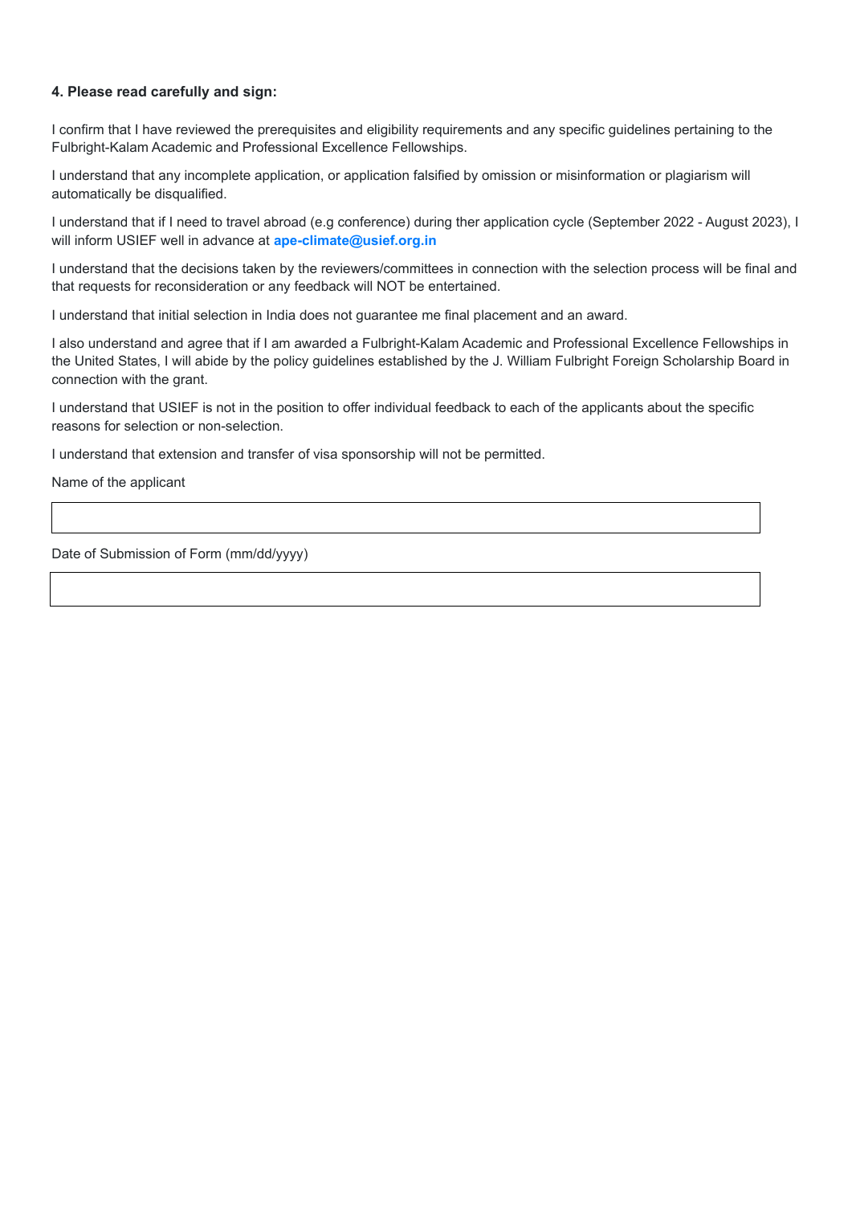**4. Please read carefully and sign:**

I confirm that I have reviewed the prerequisites and eligibility requirements and any specific guidelines pertaining to the Fulbright-Kalam Academic and Professional Excellence Fellowships.

I understand that any incomplete application, or application falsified by omission or misinformation or plagiarism will automatically be disqualified.

I understand that if I need to travel abroad (e.g conference) during ther application cycle (September 2022 - August 2023), I will inform USIEF well in advance at **ape-climate@usief.org.in**

I understand that the decisions taken by the reviewers/committees in connection with the selection process will be final and that requests for reconsideration or any feedback will NOT be entertained.

I understand that initial selection in India does not guarantee me final placement and an award.

I also understand and agree that if I am awarded a Fulbright-Kalam Academic and Professional Excellence Fellowships in the United States, I will abide by the policy guidelines established by the J. William Fulbright Foreign Scholarship Board in connection with the grant.

I understand that USIEF is not in the position to offer individual feedback to each of the applicants about the specific reasons for selection or non-selection.

I understand that extension and transfer of visa sponsorship will not be permitted.

Name of the applicant

Date of Submission of Form (mm/dd/yyyy)